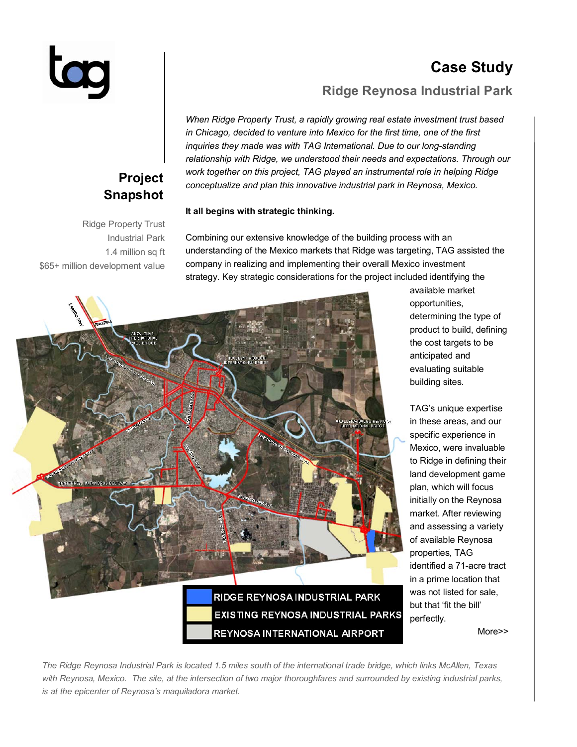# Case Study

## Ridge Reynosa Industrial Park

*When Ridge Property Trust, a rapidly growing real estate investment trust based in Chicago, decided to venture into Mexico for the first time, one of the first inquiries they made was with TAG International. Due to our long-standing relationship with Ridge, we understood their needs and expectations. Through our work together on this project, TAG played an instrumental role in helping Ridge conceptualize and plan this innovative industrial park in Reynosa, Mexico.*

## Project Snapshot

Ridge Property Trust
Industrial Park
1.4 million sq ft
$65+ million development value

**It all begins with strategic thinking.**

Combining our extensive knowledge of the building process with an understanding of the Mexico markets that Ridge was targeting, TAG assisted the company in realizing and implementing their overall Mexico investment strategy. Key strategic considerations for the project included identifying the available market opportunities, determining the type of product to build, defining the cost targets to be anticipated and evaluating suitable building sites.

TAG's unique expertise in these areas, and our specific experience in Mexico, were invaluable to Ridge in defining their land development game plan, which will focus initially on the Reynosa market. After reviewing and assessing a variety of available Reynosa properties, TAG identified a 71-acre tract in a prime location that was not listed for sale, but that 'fit the bill' perfectly.

More>>

RIDGE REYNOSA INDUSTRIAL PARK
EXISTING REYNOSA INDUSTRIAL PARKS
REYNOSA INTERNATIONAL AIRPORT

*The Ridge Reynosa Industrial Park is located 1.5 miles south of the international trade bridge, which links McAllen, Texas with Reynosa, Mexico. The site, at the intersection of two major thoroughfares and surrounded by existing industrial parks, is at the epicenter of Reynosa's maquiladora market.*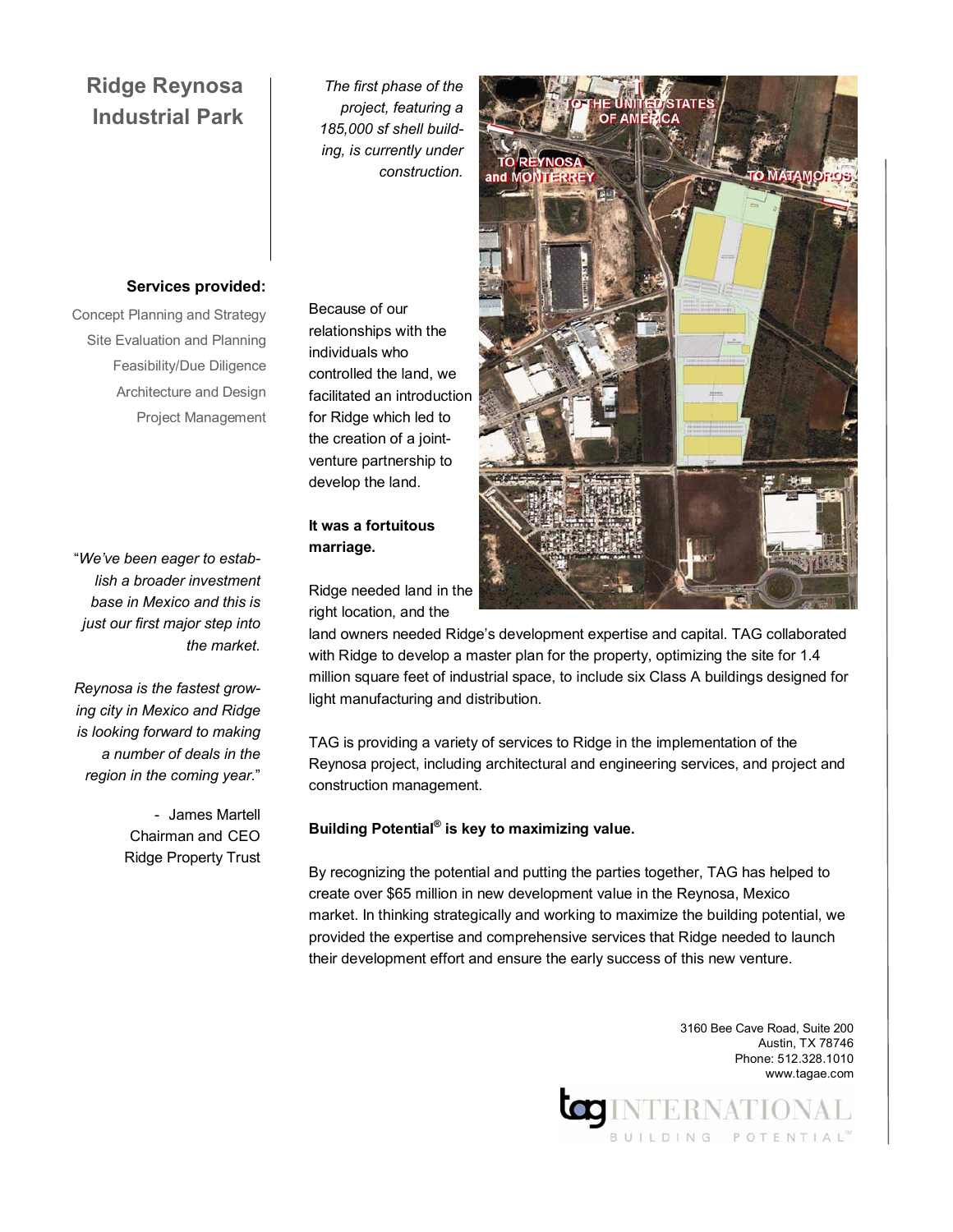# Ridge Reynosa Industrial Park

*The first phase of the project, featuring a 185,000 sf shell building, is currently under construction.*

**Services provided:**

Concept Planning and Strategy
Site Evaluation and Planning
Feasibility/Due Diligence
Architecture and Design
Project Management

"*We've been eager to establish a broader investment base in Mexico and this is just our first major step into the market.*

*Reynosa is the fastest growing city in Mexico and Ridge is looking forward to making a number of deals in the region in the coming year.*"

\- James Martell
Chairman and CEO
Ridge Property Trust

Because of our relationships with the individuals who controlled the land, we facilitated an introduction for Ridge which led to the creation of a joint-venture partnership to develop the land.

**It was a fortuitous marriage.**

Ridge needed land in the right location, and the land owners needed Ridge's development expertise and capital. TAG collaborated with Ridge to develop a master plan for the property, optimizing the site for 1.4 million square feet of industrial space, to include six Class A buildings designed for light manufacturing and distribution.

TAG is providing a variety of services to Ridge in the implementation of the Reynosa project, including architectural and engineering services, and project and construction management.

**Building Potential® is key to maximizing value.**

By recognizing the potential and putting the parties together, TAG has helped to create over $65 million in new development value in the Reynosa, Mexico market. In thinking strategically and working to maximize the building potential, we provided the expertise and comprehensive services that Ridge needed to launch their development effort and ensure the early success of this new venture.

3160 Bee Cave Road, Suite 200
Austin, TX 78746
Phone: 512.328.1010
www.tagae.com

tag INTERNATIONAL
BUILDING POTENTIAL™